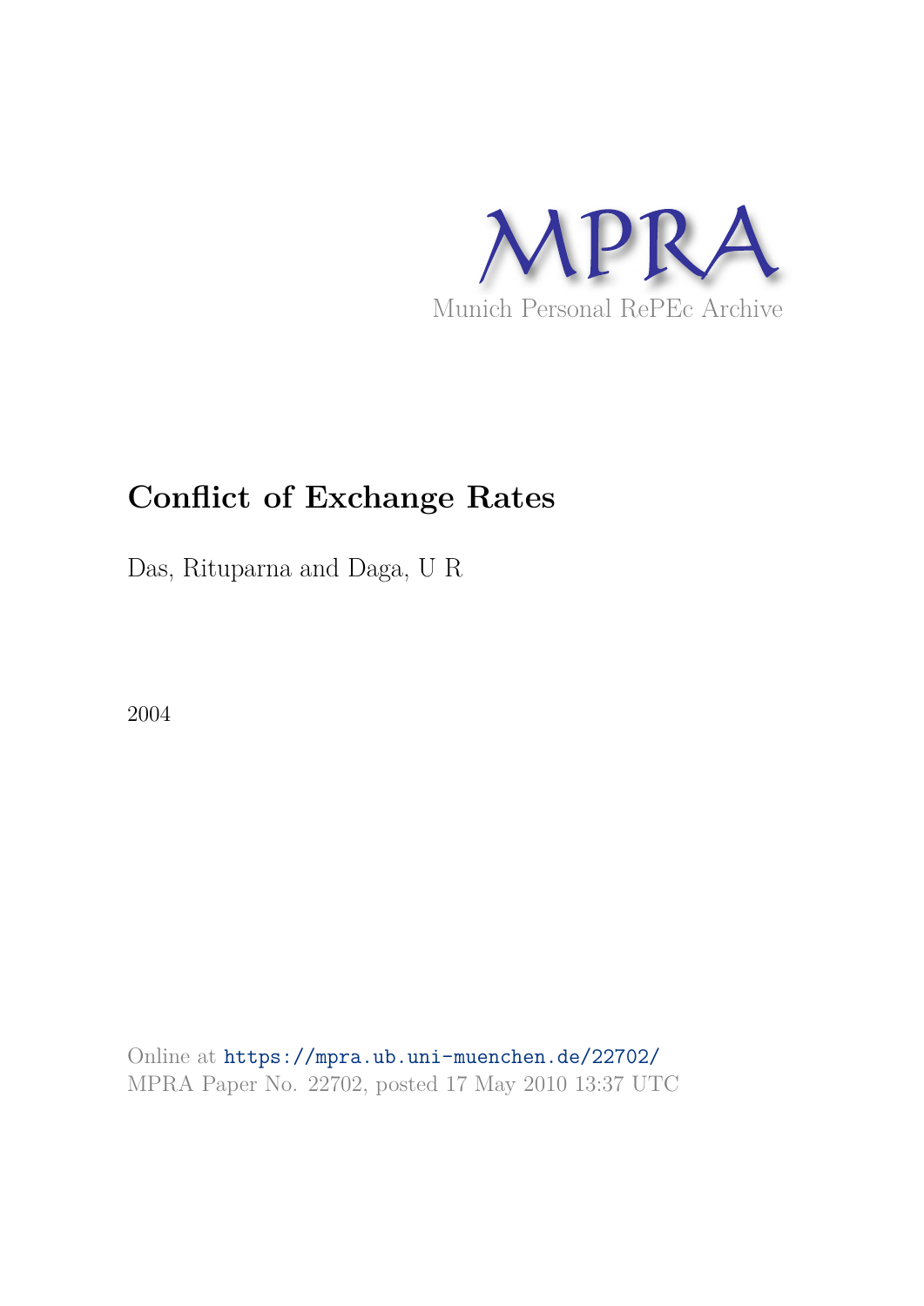MPRA

Munich Personal RePEc Archive

# Conflict of Exchange Rates

Das, Rituparna and Daga, U R

2004

Online at https://mpra.ub.uni-muenchen.de/22702/
MPRA Paper No. 22702, posted 17 May 2010 13:37 UTC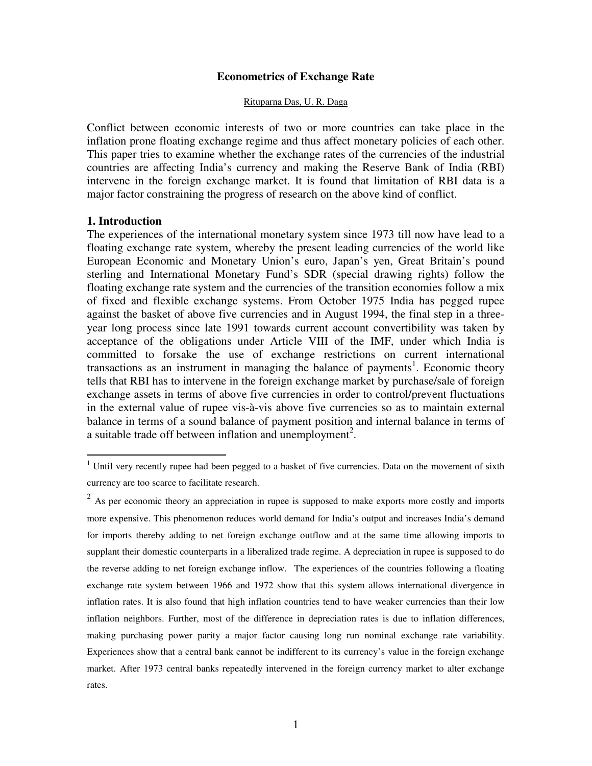**Econometrics of Exchange Rate**

Rituparna Das, U. R. Daga

Conflict between economic interests of two or more countries can take place in the inflation prone floating exchange regime and thus affect monetary policies of each other. This paper tries to examine whether the exchange rates of the currencies of the industrial countries are affecting India's currency and making the Reserve Bank of India (RBI) intervene in the foreign exchange market. It is found that limitation of RBI data is a major factor constraining the progress of research on the above kind of conflict.

## 1. Introduction

The experiences of the international monetary system since 1973 till now have lead to a floating exchange rate system, whereby the present leading currencies of the world like European Economic and Monetary Union's euro, Japan's yen, Great Britain's pound sterling and International Monetary Fund's SDR (special drawing rights) follow the floating exchange rate system and the currencies of the transition economies follow a mix of fixed and flexible exchange systems. From October 1975 India has pegged rupee against the basket of above five currencies and in August 1994, the final step in a three-year long process since late 1991 towards current account convertibility was taken by acceptance of the obligations under Article VIII of the IMF, under which India is committed to forsake the use of exchange restrictions on current international transactions as an instrument in managing the balance of payments[1]. Economic theory tells that RBI has to intervene in the foreign exchange market by purchase/sale of foreign exchange assets in terms of above five currencies in order to control/prevent fluctuations in the external value of rupee vis-à-vis above five currencies so as to maintain external balance in terms of a sound balance of payment position and internal balance in terms of a suitable trade off between inflation and unemployment[2].

---

[1] Until very recently rupee had been pegged to a basket of five currencies. Data on the movement of sixth currency are too scarce to facilitate research.

[2] As per economic theory an appreciation in rupee is supposed to make exports more costly and imports more expensive. This phenomenon reduces world demand for India's output and increases India's demand for imports thereby adding to net foreign exchange outflow and at the same time allowing imports to supplant their domestic counterparts in a liberalized trade regime. A depreciation in rupee is supposed to do the reverse adding to net foreign exchange inflow. The experiences of the countries following a floating exchange rate system between 1966 and 1972 show that this system allows international divergence in inflation rates. It is also found that high inflation countries tend to have weaker currencies than their low inflation neighbors. Further, most of the difference in depreciation rates is due to inflation differences, making purchasing power parity a major factor causing long run nominal exchange rate variability. Experiences show that a central bank cannot be indifferent to its currency's value in the foreign exchange market. After 1973 central banks repeatedly intervened in the foreign currency market to alter exchange rates.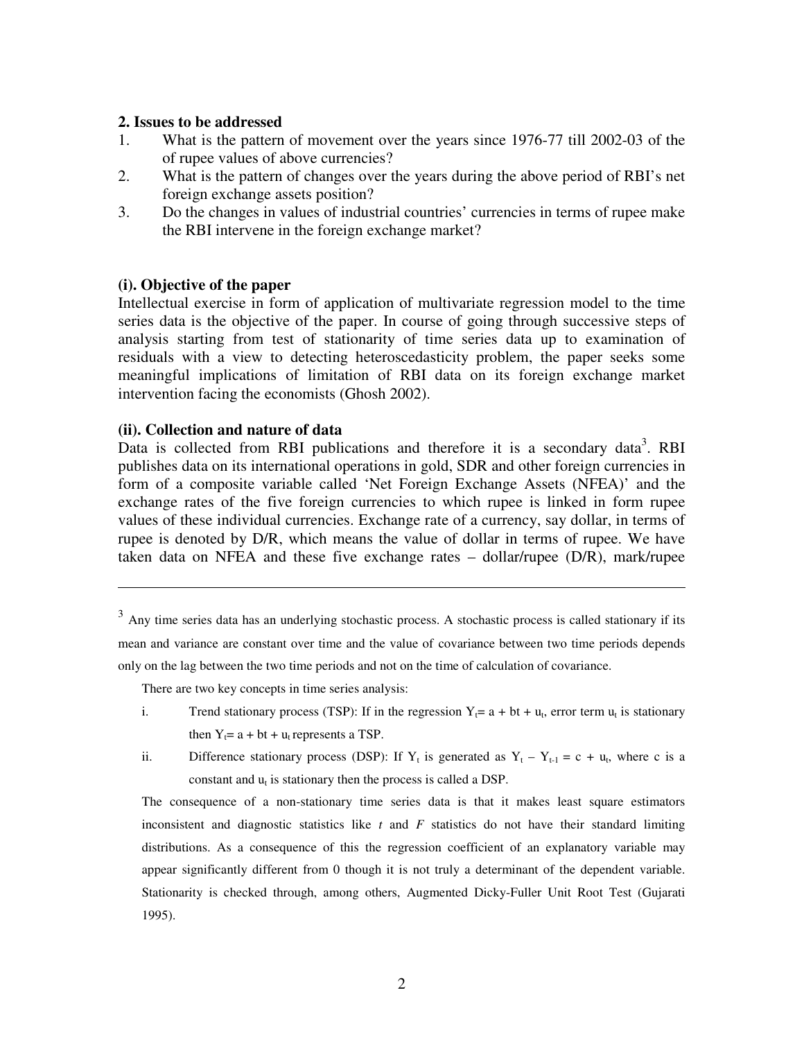**2. Issues to be addressed**

1. What is the pattern of movement over the years since 1976-77 till 2002-03 of the of rupee values of above currencies?
2. What is the pattern of changes over the years during the above period of RBI's net foreign exchange assets position?
3. Do the changes in values of industrial countries' currencies in terms of rupee make the RBI intervene in the foreign exchange market?

**(i). Objective of the paper**

Intellectual exercise in form of application of multivariate regression model to the time series data is the objective of the paper. In course of going through successive steps of analysis starting from test of stationarity of time series data up to examination of residuals with a view to detecting heteroscedasticity problem, the paper seeks some meaningful implications of limitation of RBI data on its foreign exchange market intervention facing the economists (Ghosh 2002).

**(ii). Collection and nature of data**

Data is collected from RBI publications and therefore it is a secondary data[3]. RBI publishes data on its international operations in gold, SDR and other foreign currencies in form of a composite variable called 'Net Foreign Exchange Assets (NFEA)' and the exchange rates of the five foreign currencies to which rupee is linked in form rupee values of these individual currencies. Exchange rate of a currency, say dollar, in terms of rupee is denoted by D/R, which means the value of dollar in terms of rupee. We have taken data on NFEA and these five exchange rates – dollar/rupee (D/R), mark/rupee

---

[3] Any time series data has an underlying stochastic process. A stochastic process is called stationary if its mean and variance are constant over time and the value of covariance between two time periods depends only on the lag between the two time periods and not on the time of calculation of covariance.

There are two key concepts in time series analysis:

i. Trend stationary process (TSP): If in the regression $Y_t = a + bt + u_t$, error term $u_t$ is stationary then $Y_t = a + bt + u_t$ represents a TSP.

ii. Difference stationary process (DSP): If $Y_t$ is generated as $Y_t - Y_{t-1} = c + u_t$, where c is a constant and $u_t$ is stationary then the process is called a DSP.

The consequence of a non-stationary time series data is that it makes least square estimators inconsistent and diagnostic statistics like $t$ and $F$ statistics do not have their standard limiting distributions. As a consequence of this the regression coefficient of an explanatory variable may appear significantly different from 0 though it is not truly a determinant of the dependent variable. Stationarity is checked through, among others, Augmented Dicky-Fuller Unit Root Test (Gujarati 1995).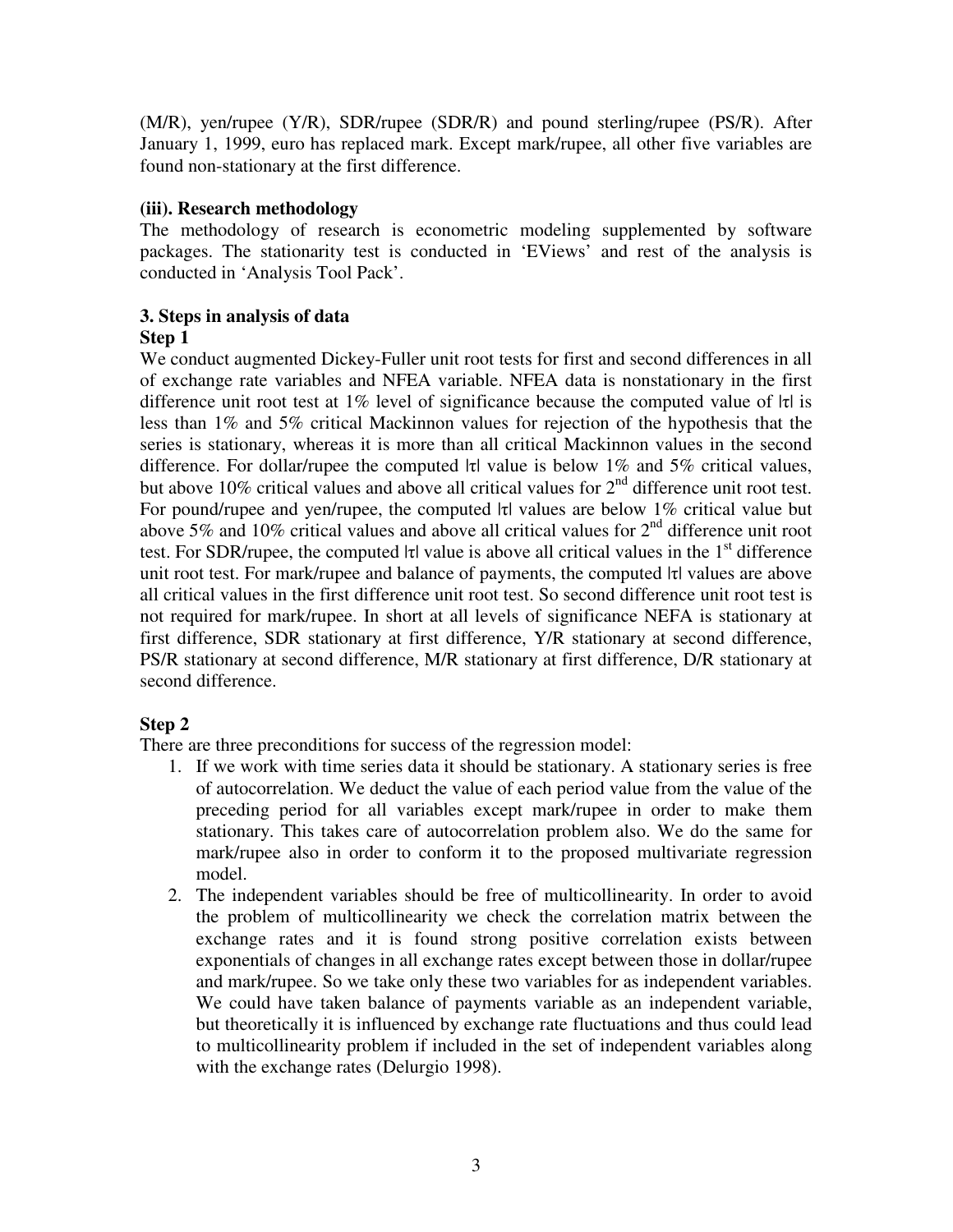(M/R), yen/rupee (Y/R), SDR/rupee (SDR/R) and pound sterling/rupee (PS/R). After January 1, 1999, euro has replaced mark. Except mark/rupee, all other five variables are found non-stationary at the first difference.

**(iii). Research methodology**

The methodology of research is econometric modeling supplemented by software packages. The stationarity test is conducted in 'EViews' and rest of the analysis is conducted in 'Analysis Tool Pack'.

### 3. Steps in analysis of data

**Step 1**

We conduct augmented Dickey-Fuller unit root tests for first and second differences in all of exchange rate variables and NFEA variable. NFEA data is nonstationary in the first difference unit root test at 1% level of significance because the computed value of |τ| is less than 1% and 5% critical Mackinnon values for rejection of the hypothesis that the series is stationary, whereas it is more than all critical Mackinnon values in the second difference. For dollar/rupee the computed |τ| value is below 1% and 5% critical values, but above 10% critical values and above all critical values for 2nd difference unit root test. For pound/rupee and yen/rupee, the computed |τ| values are below 1% critical value but above 5% and 10% critical values and above all critical values for 2nd difference unit root test. For SDR/rupee, the computed |τ| value is above all critical values in the 1st difference unit root test. For mark/rupee and balance of payments, the computed |τ| values are above all critical values in the first difference unit root test. So second difference unit root test is not required for mark/rupee. In short at all levels of significance NEFA is stationary at first difference, SDR stationary at first difference, Y/R stationary at second difference, PS/R stationary at second difference, M/R stationary at first difference, D/R stationary at second difference.

**Step 2**

There are three preconditions for success of the regression model:

1. If we work with time series data it should be stationary. A stationary series is free of autocorrelation. We deduct the value of each period value from the value of the preceding period for all variables except mark/rupee in order to make them stationary. This takes care of autocorrelation problem also. We do the same for mark/rupee also in order to conform it to the proposed multivariate regression model.
2. The independent variables should be free of multicollinearity. In order to avoid the problem of multicollinearity we check the correlation matrix between the exchange rates and it is found strong positive correlation exists between exponentials of changes in all exchange rates except between those in dollar/rupee and mark/rupee. So we take only these two variables for as independent variables. We could have taken balance of payments variable as an independent variable, but theoretically it is influenced by exchange rate fluctuations and thus could lead to multicollinearity problem if included in the set of independent variables along with the exchange rates (Delurgio 1998).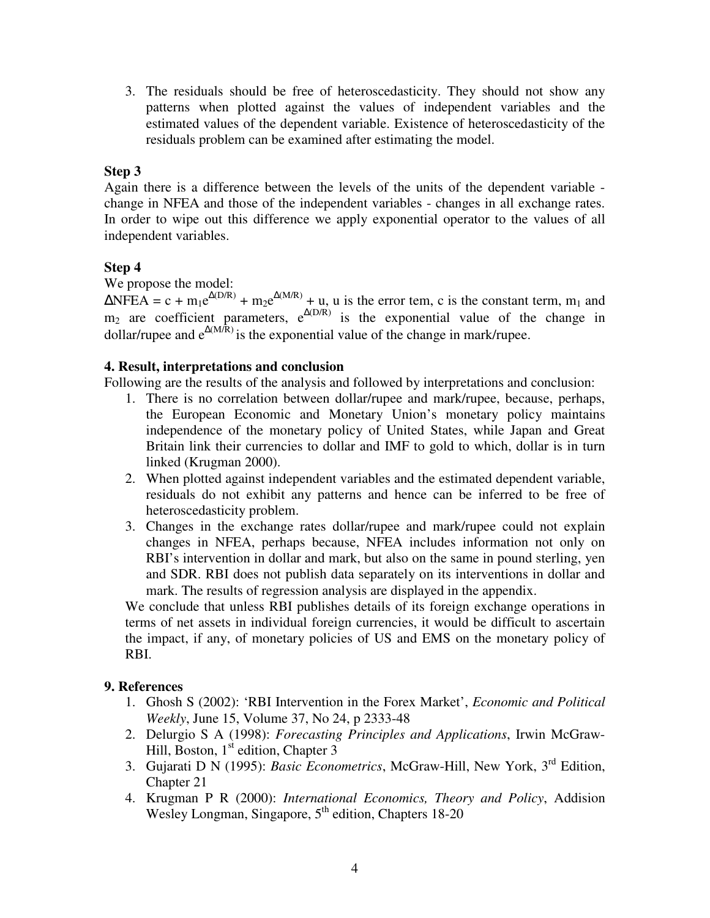3. The residuals should be free of heteroscedasticity. They should not show any patterns when plotted against the values of independent variables and the estimated values of the dependent variable. Existence of heteroscedasticity of the residuals problem can be examined after estimating the model.

### Step 3

Again there is a difference between the levels of the units of the dependent variable - change in NFEA and those of the independent variables - changes in all exchange rates. In order to wipe out this difference we apply exponential operator to the values of all independent variables.

### Step 4

We propose the model:

$\Delta NFEA = c + m_1 e^{\Delta(D/R)} + m_2 e^{\Delta(M/R)} + u$, u is the error tem, c is the constant term, $m_1$ and $m_2$ are coefficient parameters, $e^{\Delta(D/R)}$ is the exponential value of the change in dollar/rupee and $e^{\Delta(M/R)}$ is the exponential value of the change in mark/rupee.

## 4. Result, interpretations and conclusion

Following are the results of the analysis and followed by interpretations and conclusion:

1. There is no correlation between dollar/rupee and mark/rupee, because, perhaps, the European Economic and Monetary Union's monetary policy maintains independence of the monetary policy of United States, while Japan and Great Britain link their currencies to dollar and IMF to gold to which, dollar is in turn linked (Krugman 2000).
2. When plotted against independent variables and the estimated dependent variable, residuals do not exhibit any patterns and hence can be inferred to be free of heteroscedasticity problem.
3. Changes in the exchange rates dollar/rupee and mark/rupee could not explain changes in NFEA, perhaps because, NFEA includes information not only on RBI's intervention in dollar and mark, but also on the same in pound sterling, yen and SDR. RBI does not publish data separately on its interventions in dollar and mark. The results of regression analysis are displayed in the appendix.

We conclude that unless RBI publishes details of its foreign exchange operations in terms of net assets in individual foreign currencies, it would be difficult to ascertain the impact, if any, of monetary policies of US and EMS on the monetary policy of RBI.

## 9. References

1. Ghosh S (2002): 'RBI Intervention in the Forex Market', *Economic and Political Weekly*, June 15, Volume 37, No 24, p 2333-48
2. Delurgio S A (1998): *Forecasting Principles and Applications*, Irwin McGraw-Hill, Boston, 1st edition, Chapter 3
3. Gujarati D N (1995): *Basic Econometrics*, McGraw-Hill, New York, 3rd Edition, Chapter 21
4. Krugman P R (2000): *International Economics, Theory and Policy*, Addision Wesley Longman, Singapore, 5th edition, Chapters 18-20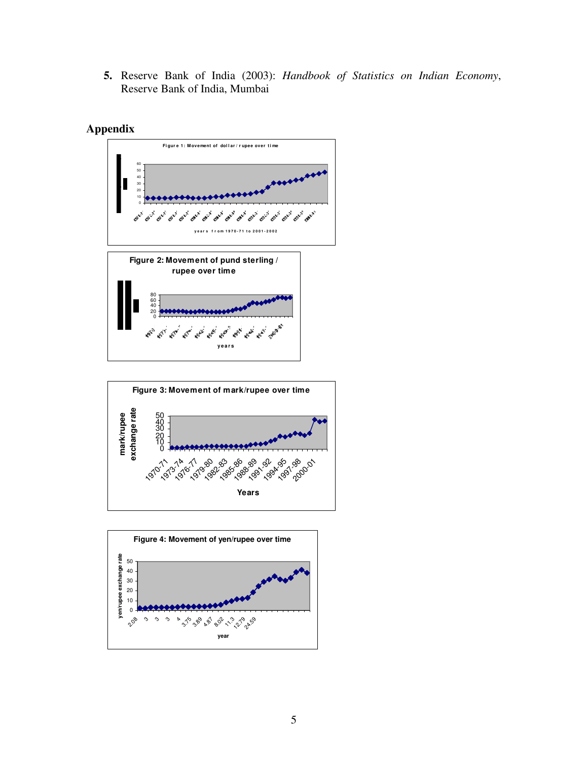5. Reserve Bank of India (2003): *Handbook of Statistics on Indian Economy*, Reserve Bank of India, Mumbai

## Appendix

Figure 1: Movement of dollar / rupee over time

Figure 2: Movement of pund sterling / rupee over time

Figure 3: Movement of mark/rupee over time

Figure 4: Movement of yen/rupee over time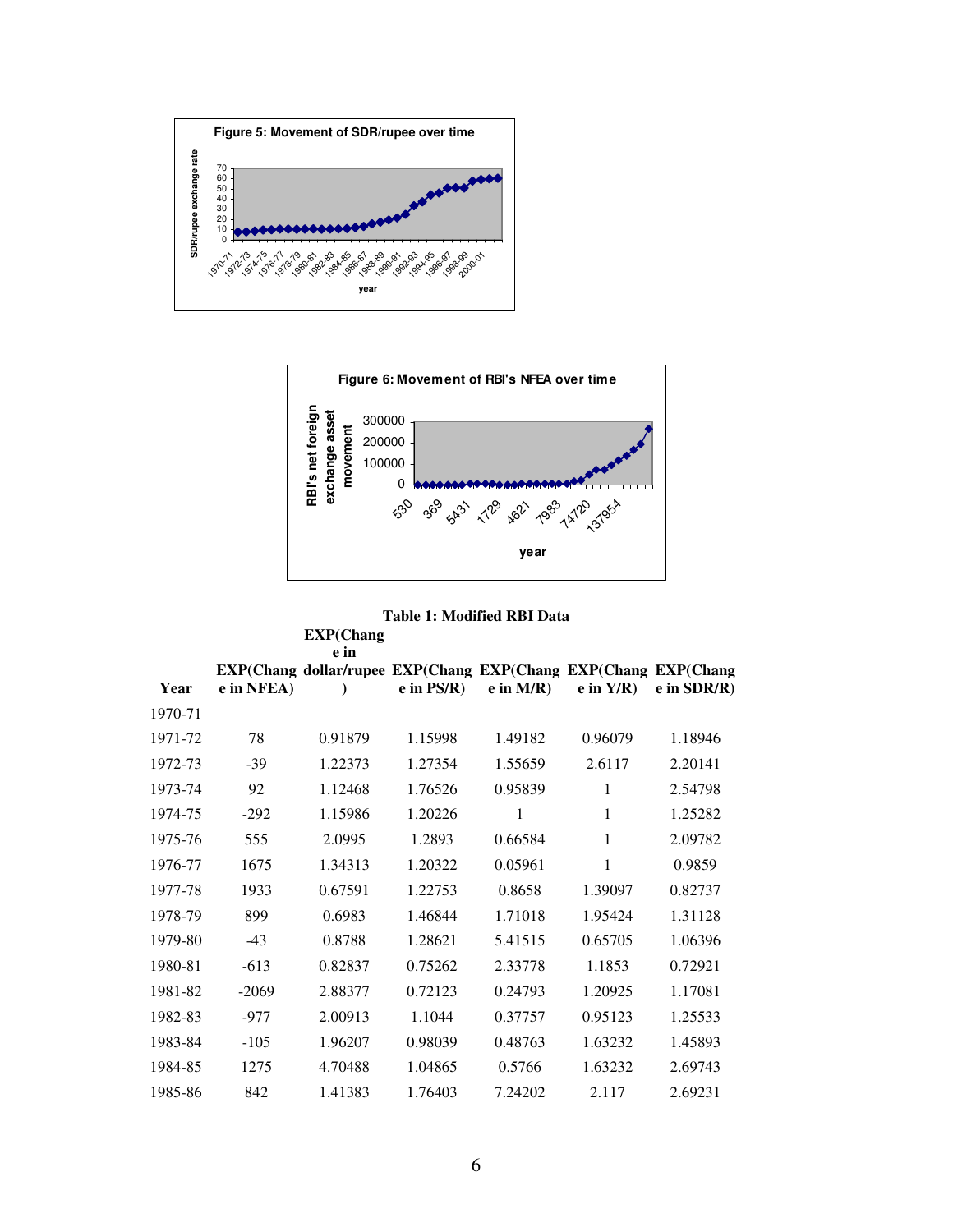**Figure 5: Movement of SDR/rupee over time**

**Figure 6: Movement of RBI's NFEA over time**

**Table 1: Modified RBI Data**

| Year | EXP(Change in NFEA) | EXP(Change in dollar/rupee) | EXP(Change in PS/R) | EXP(Change in M/R) | EXP(Change in Y/R) | EXP(Change in SDR/R) |
|---|---|---|---|---|---|---|
| 1970-71 | | | | | | |
| 1971-72 | 78 | 0.91879 | 1.15998 | 1.49182 | 0.96079 | 1.18946 |
| 1972-73 | -39 | 1.22373 | 1.27354 | 1.55659 | 2.6117 | 2.20141 |
| 1973-74 | 92 | 1.12468 | 1.76526 | 0.95839 | 1 | 2.54798 |
| 1974-75 | -292 | 1.15986 | 1.20226 | 1 | 1 | 1.25282 |
| 1975-76 | 555 | 2.0995 | 1.2893 | 0.66584 | 1 | 2.09782 |
| 1976-77 | 1675 | 1.34313 | 1.20322 | 0.05961 | 1 | 0.9859 |
| 1977-78 | 1933 | 0.67591 | 1.22753 | 0.8658 | 1.39097 | 0.82737 |
| 1978-79 | 899 | 0.6983 | 1.46844 | 1.71018 | 1.95424 | 1.31128 |
| 1979-80 | -43 | 0.8788 | 1.28621 | 5.41515 | 0.65705 | 1.06396 |
| 1980-81 | -613 | 0.82837 | 0.75262 | 2.33778 | 1.1853 | 0.72921 |
| 1981-82 | -2069 | 2.88377 | 0.72123 | 0.24793 | 1.20925 | 1.17081 |
| 1982-83 | -977 | 2.00913 | 1.1044 | 0.37757 | 0.95123 | 1.25533 |
| 1983-84 | -105 | 1.96207 | 0.98039 | 0.48763 | 1.63232 | 1.45893 |
| 1984-85 | 1275 | 4.70488 | 1.04865 | 0.5766 | 1.63232 | 2.69743 |
| 1985-86 | 842 | 1.41383 | 1.76403 | 7.24202 | 2.117 | 2.69231 |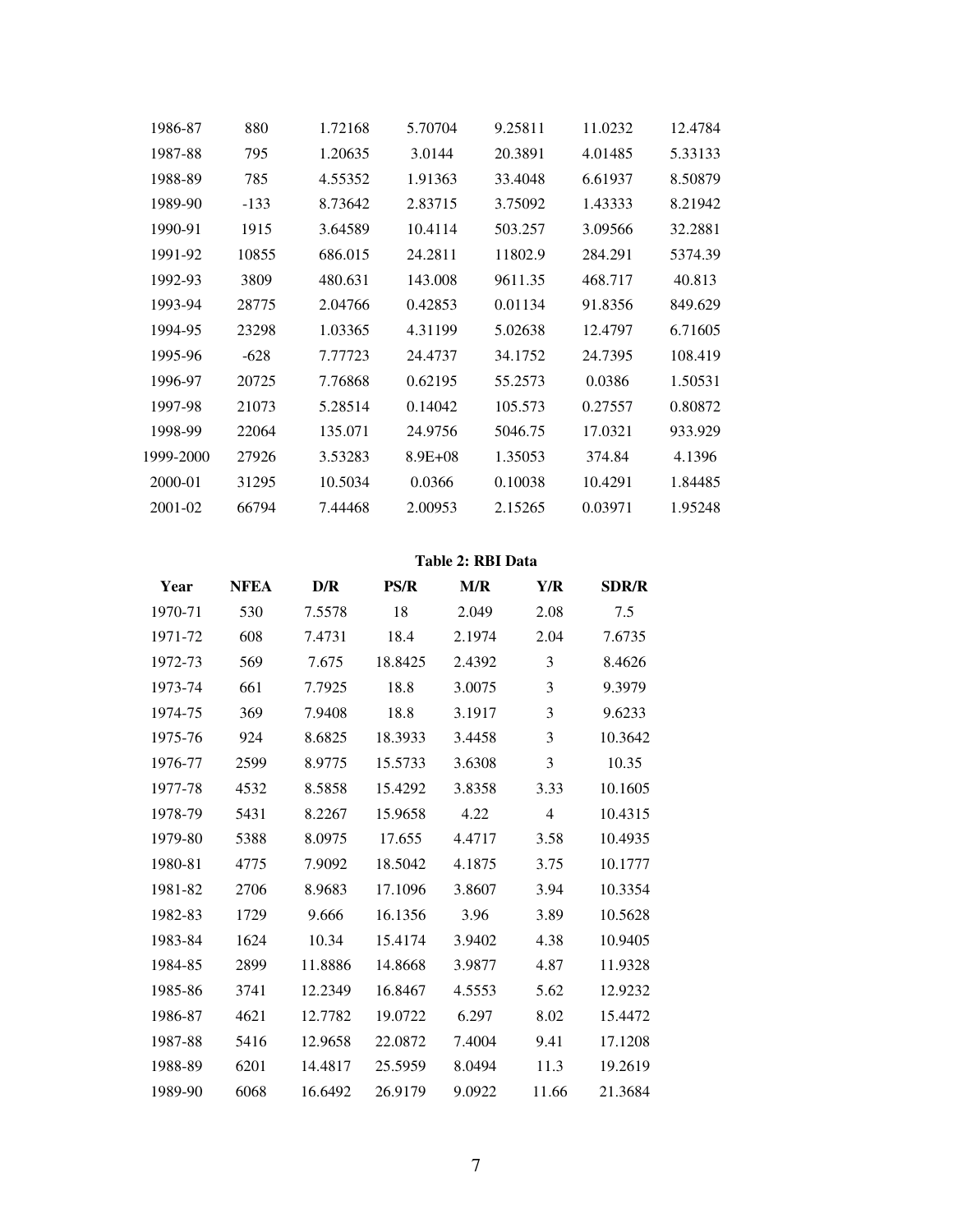| | | | | | | |
|---|---|---|---|---|---|---|
| 1986-87 | 880 | 1.72168 | 5.70704 | 9.25811 | 11.0232 | 12.4784 |
| 1987-88 | 795 | 1.20635 | 3.0144 | 20.3891 | 4.01485 | 5.33133 |
| 1988-89 | 785 | 4.55352 | 1.91363 | 33.4048 | 6.61937 | 8.50879 |
| 1989-90 | -133 | 8.73642 | 2.83715 | 3.75092 | 1.43333 | 8.21942 |
| 1990-91 | 1915 | 3.64589 | 10.4114 | 503.257 | 3.09566 | 32.2881 |
| 1991-92 | 10855 | 686.015 | 24.2811 | 11802.9 | 284.291 | 5374.39 |
| 1992-93 | 3809 | 480.631 | 143.008 | 9611.35 | 468.717 | 40.813 |
| 1993-94 | 28775 | 2.04766 | 0.42853 | 0.01134 | 91.8356 | 849.629 |
| 1994-95 | 23298 | 1.03365 | 4.31199 | 5.02638 | 12.4797 | 6.71605 |
| 1995-96 | -628 | 7.77723 | 24.4737 | 34.1752 | 24.7395 | 108.419 |
| 1996-97 | 20725 | 7.76868 | 0.62195 | 55.2573 | 0.0386 | 1.50531 |
| 1997-98 | 21073 | 5.28514 | 0.14042 | 105.573 | 0.27557 | 0.80872 |
| 1998-99 | 22064 | 135.071 | 24.9756 | 5046.75 | 17.0321 | 933.929 |
| 1999-2000 | 27926 | 3.53283 | 8.9E+08 | 1.35053 | 374.84 | 4.1396 |
| 2000-01 | 31295 | 10.5034 | 0.0366 | 0.10038 | 10.4291 | 1.84485 |
| 2001-02 | 66794 | 7.44468 | 2.00953 | 2.15265 | 0.03971 | 1.95248 |

**Table 2: RBI Data**

| Year | NFEA | D/R | PS/R | M/R | Y/R | SDR/R |
|---|---|---|---|---|---|---|
| 1970-71 | 530 | 7.5578 | 18 | 2.049 | 2.08 | 7.5 |
| 1971-72 | 608 | 7.4731 | 18.4 | 2.1974 | 2.04 | 7.6735 |
| 1972-73 | 569 | 7.675 | 18.8425 | 2.4392 | 3 | 8.4626 |
| 1973-74 | 661 | 7.7925 | 18.8 | 3.0075 | 3 | 9.3979 |
| 1974-75 | 369 | 7.9408 | 18.8 | 3.1917 | 3 | 9.6233 |
| 1975-76 | 924 | 8.6825 | 18.3933 | 3.4458 | 3 | 10.3642 |
| 1976-77 | 2599 | 8.9775 | 15.5733 | 3.6308 | 3 | 10.35 |
| 1977-78 | 4532 | 8.5858 | 15.4292 | 3.8358 | 3.33 | 10.1605 |
| 1978-79 | 5431 | 8.2267 | 15.9658 | 4.22 | 4 | 10.4315 |
| 1979-80 | 5388 | 8.0975 | 17.655 | 4.4717 | 3.58 | 10.4935 |
| 1980-81 | 4775 | 7.9092 | 18.5042 | 4.1875 | 3.75 | 10.1777 |
| 1981-82 | 2706 | 8.9683 | 17.1096 | 3.8607 | 3.94 | 10.3354 |
| 1982-83 | 1729 | 9.666 | 16.1356 | 3.96 | 3.89 | 10.5628 |
| 1983-84 | 1624 | 10.34 | 15.4174 | 3.9402 | 4.38 | 10.9405 |
| 1984-85 | 2899 | 11.8886 | 14.8668 | 3.9877 | 4.87 | 11.9328 |
| 1985-86 | 3741 | 12.2349 | 16.8467 | 4.5553 | 5.62 | 12.9232 |
| 1986-87 | 4621 | 12.7782 | 19.0722 | 6.297 | 8.02 | 15.4472 |
| 1987-88 | 5416 | 12.9658 | 22.0872 | 7.4004 | 9.41 | 17.1208 |
| 1988-89 | 6201 | 14.4817 | 25.5959 | 8.0494 | 11.3 | 19.2619 |
| 1989-90 | 6068 | 16.6492 | 26.9179 | 9.0922 | 11.66 | 21.3684 |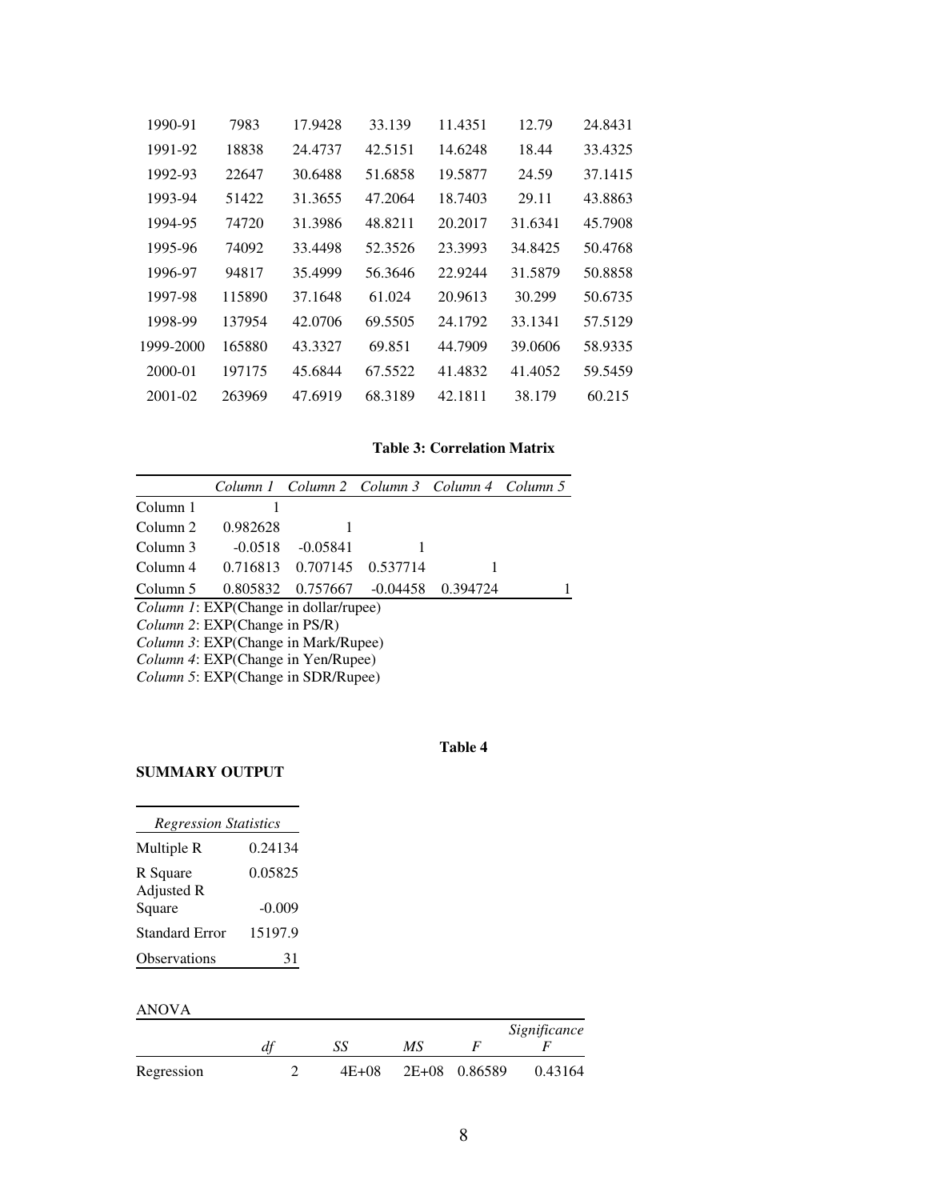| 1990-91 | 7983 | 17.9428 | 33.139 | 11.4351 | 12.79 | 24.8431 |
|---|---|---|---|---|---|---|
| 1991-92 | 18838 | 24.4737 | 42.5151 | 14.6248 | 18.44 | 33.4325 |
| 1992-93 | 22647 | 30.6488 | 51.6858 | 19.5877 | 24.59 | 37.1415 |
| 1993-94 | 51422 | 31.3655 | 47.2064 | 18.7403 | 29.11 | 43.8863 |
| 1994-95 | 74720 | 31.3986 | 48.8211 | 20.2017 | 31.6341 | 45.7908 |
| 1995-96 | 74092 | 33.4498 | 52.3526 | 23.3993 | 34.8425 | 50.4768 |
| 1996-97 | 94817 | 35.4999 | 56.3646 | 22.9244 | 31.5879 | 50.8858 |
| 1997-98 | 115890 | 37.1648 | 61.024 | 20.9613 | 30.299 | 50.6735 |
| 1998-99 | 137954 | 42.0706 | 69.5505 | 24.1792 | 33.1341 | 57.5129 |
| 1999-2000 | 165880 | 43.3327 | 69.851 | 44.7909 | 39.0606 | 58.9335 |
| 2000-01 | 197175 | 45.6844 | 67.5522 | 41.4832 | 41.4052 | 59.5459 |
| 2001-02 | 263969 | 47.6919 | 68.3189 | 42.1811 | 38.179 | 60.215 |

**Table 3: Correlation Matrix**

| | *Column 1* | *Column 2* | *Column 3* | *Column 4* | *Column 5* |
|---|---|---|---|---|---|
| Column 1 | 1 | | | | |
| Column 2 | 0.982628 | 1 | | | |
| Column 3 | -0.0518 | -0.05841 | 1 | | |
| Column 4 | 0.716813 | 0.707145 | 0.537714 | 1 | |
| Column 5 | 0.805832 | 0.757667 | -0.04458 | 0.394724 | 1 |

*Column 1*: EXP(Change in dollar/rupee)
*Column 2*: EXP(Change in PS/R)
*Column 3*: EXP(Change in Mark/Rupee)
*Column 4*: EXP(Change in Yen/Rupee)
*Column 5*: EXP(Change in SDR/Rupee)

**Table 4**

**SUMMARY OUTPUT**

| *Regression Statistics* | |
|---|---|
| Multiple R | 0.24134 |
| R Square | 0.05825 |
| Adjusted R Square | -0.009 |
| Standard Error | 15197.9 |
| Observations | 31 |

ANOVA

| | *df* | *SS* | *MS* | *F* | *Significance F* |
|---|---|---|---|---|---|
| Regression | 2 | 4E+08 | 2E+08 | 0.86589 | 0.43164 |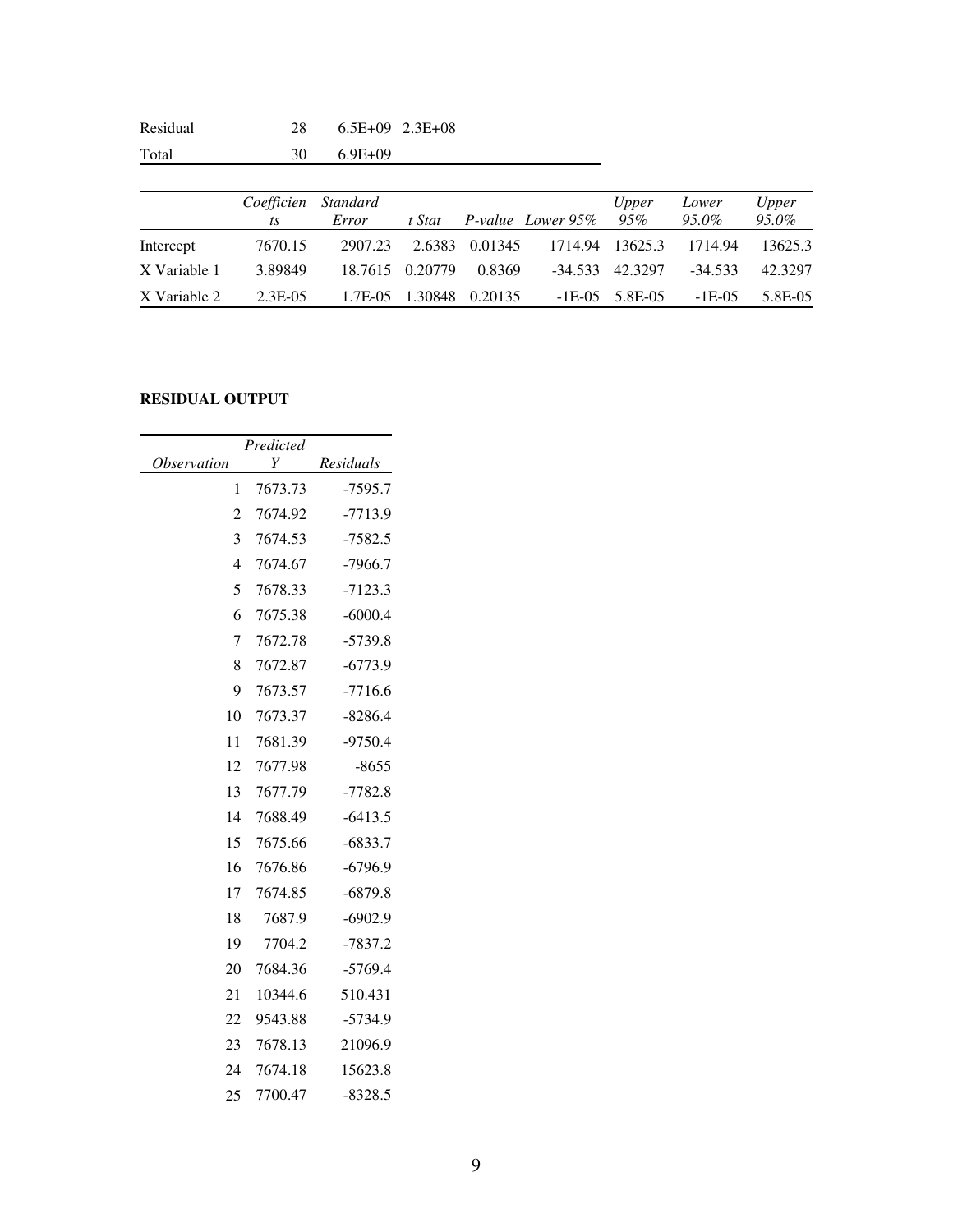| | | | |
|---|---|---|---|
| Residual | 28 | 6.5E+09 | 2.3E+08 |
| Total | 30 | 6.9E+09 | |

| | *Coefficients* | *Standard Error* | *t Stat* | *P-value* | *Lower 95%* | *Upper 95%* | *Lower 95.0%* | *Upper 95.0%* |
|---|---|---|---|---|---|---|---|---|
| Intercept | 7670.15 | 2907.23 | 2.6383 | 0.01345 | 1714.94 | 13625.3 | 1714.94 | 13625.3 |
| X Variable 1 | 3.89849 | 18.7615 | 0.20779 | 0.8369 | -34.533 | 42.3297 | -34.533 | 42.3297 |
| X Variable 2 | 2.3E-05 | 1.7E-05 | 1.30848 | 0.20135 | -1E-05 | 5.8E-05 | -1E-05 | 5.8E-05 |

**RESIDUAL OUTPUT**

| *Observation* | *Predicted Y* | *Residuals* |
|---|---|---|
| 1 | 7673.73 | -7595.7 |
| 2 | 7674.92 | -7713.9 |
| 3 | 7674.53 | -7582.5 |
| 4 | 7674.67 | -7966.7 |
| 5 | 7678.33 | -7123.3 |
| 6 | 7675.38 | -6000.4 |
| 7 | 7672.78 | -5739.8 |
| 8 | 7672.87 | -6773.9 |
| 9 | 7673.57 | -7716.6 |
| 10 | 7673.37 | -8286.4 |
| 11 | 7681.39 | -9750.4 |
| 12 | 7677.98 | -8655 |
| 13 | 7677.79 | -7782.8 |
| 14 | 7688.49 | -6413.5 |
| 15 | 7675.66 | -6833.7 |
| 16 | 7676.86 | -6796.9 |
| 17 | 7674.85 | -6879.8 |
| 18 | 7687.9 | -6902.9 |
| 19 | 7704.2 | -7837.2 |
| 20 | 7684.36 | -5769.4 |
| 21 | 10344.6 | 510.431 |
| 22 | 9543.88 | -5734.9 |
| 23 | 7678.13 | 21096.9 |
| 24 | 7674.18 | 15623.8 |
| 25 | 7700.47 | -8328.5 |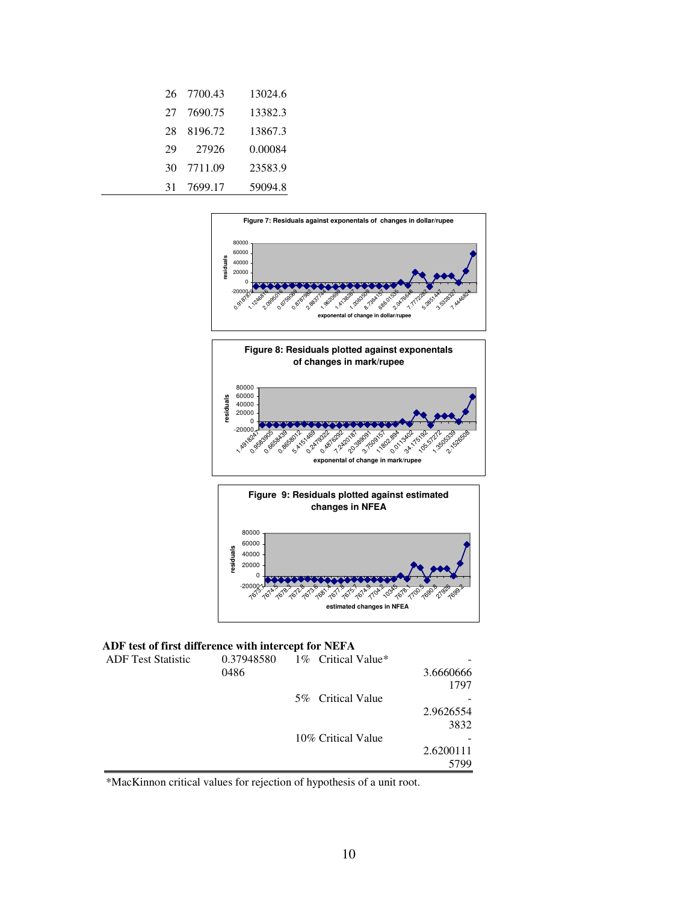| | | |
|---|---|---|
| 26 | 7700.43 | 13024.6 |
| 27 | 7690.75 | 13382.3 |
| 28 | 8196.72 | 13867.3 |
| 29 | 27926 | 0.00084 |
| 30 | 7711.09 | 23583.9 |
| 31 | 7699.17 | 59094.8 |

**Figure 7: Residuals against exponentals of changes in dollar/rupee**

**Figure 8: Residuals plotted against exponentals of changes in mark/rupee**

**Figure 9: Residuals plotted against estimated changes in NFEA**

**ADF test of first difference with intercept for NEFA**

| | | | |
|---|---|---|---|
| ADF Test Statistic | 0.379485800486 | 1% Critical Value* | -3.66606661797 |
| | | 5% Critical Value | -2.96265543832 |
| | | 10% Critical Value | -2.62001115799 |

*MacKinnon critical values for rejection of hypothesis of a unit root.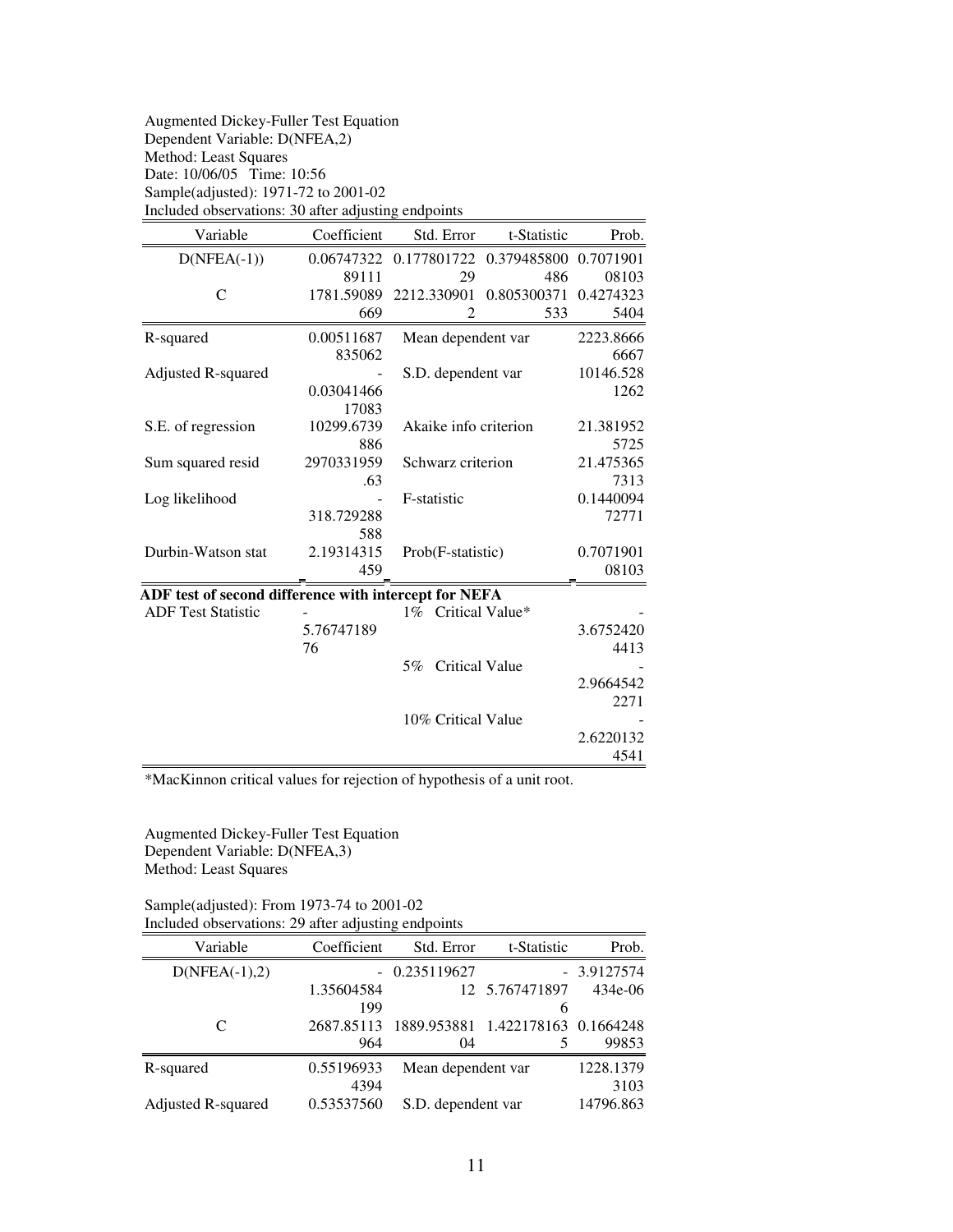Augmented Dickey-Fuller Test Equation
Dependent Variable: D(NFEA,2)
Method: Least Squares
Date: 10/06/05 Time: 10:56
Sample(adjusted): 1971-72 to 2001-02
Included observations: 30 after adjusting endpoints

| Variable | Coefficient | Std. Error | t-Statistic | Prob. |
|---|---|---|---|---|
| D(NFEA(-1)) | 0.0674732289111 | 0.17780172229 | 0.379485800486 | 0.707190108103 |
| C | 1781.59089669 | 2212.3309012 | 0.805300371533 | 0.42743235404 |

| | | | |
|---|---|---|---|
| R-squared | 0.00511687835062 | Mean dependent var | 2223.86666667 |
| Adjusted R-squared | -0.0304146617083 | S.D. dependent var | 10146.5281262 |
| S.E. of regression | 10299.6739886 | Akaike info criterion | 21.3819525725 |
| Sum squared resid | 2970331959.63 | Schwarz criterion | 21.4753657313 |
| Log likelihood | -318.729288588 | F-statistic | 0.144009472771 |
| Durbin-Watson stat | 2.19314315459 | Prob(F-statistic) | 0.707190108103 |

**ADF test of second difference with intercept for NEFA**

| | | | |
|---|---|---|---|
| ADF Test Statistic | -5.7674718976 | 1% Critical Value* | -3.67524204413 |
| | | 5% Critical Value | -2.96645422271 |
| | | 10% Critical Value | -2.62201324541 |

*MacKinnon critical values for rejection of hypothesis of a unit root.

Augmented Dickey-Fuller Test Equation
Dependent Variable: D(NFEA,3)
Method: Least Squares

Sample(adjusted): From 1973-74 to 2001-02
Included observations: 29 after adjusting endpoints

| Variable | Coefficient | Std. Error | t-Statistic | Prob. |
|---|---|---|---|---|
| D(NFEA(-1),2) | -1.35604584199 | 0.23511962712 | -5.7674718976 | 3.9127574434e-06 |
| C | 2687.85113964 | 1889.95388104 | 1.4221781635 | 0.166424899853 |

| | | | |
|---|---|---|---|
| R-squared | 0.551969334394 | Mean dependent var | 1228.13793103 |
| Adjusted R-squared | 0.53537560 | S.D. dependent var | 14796.863 |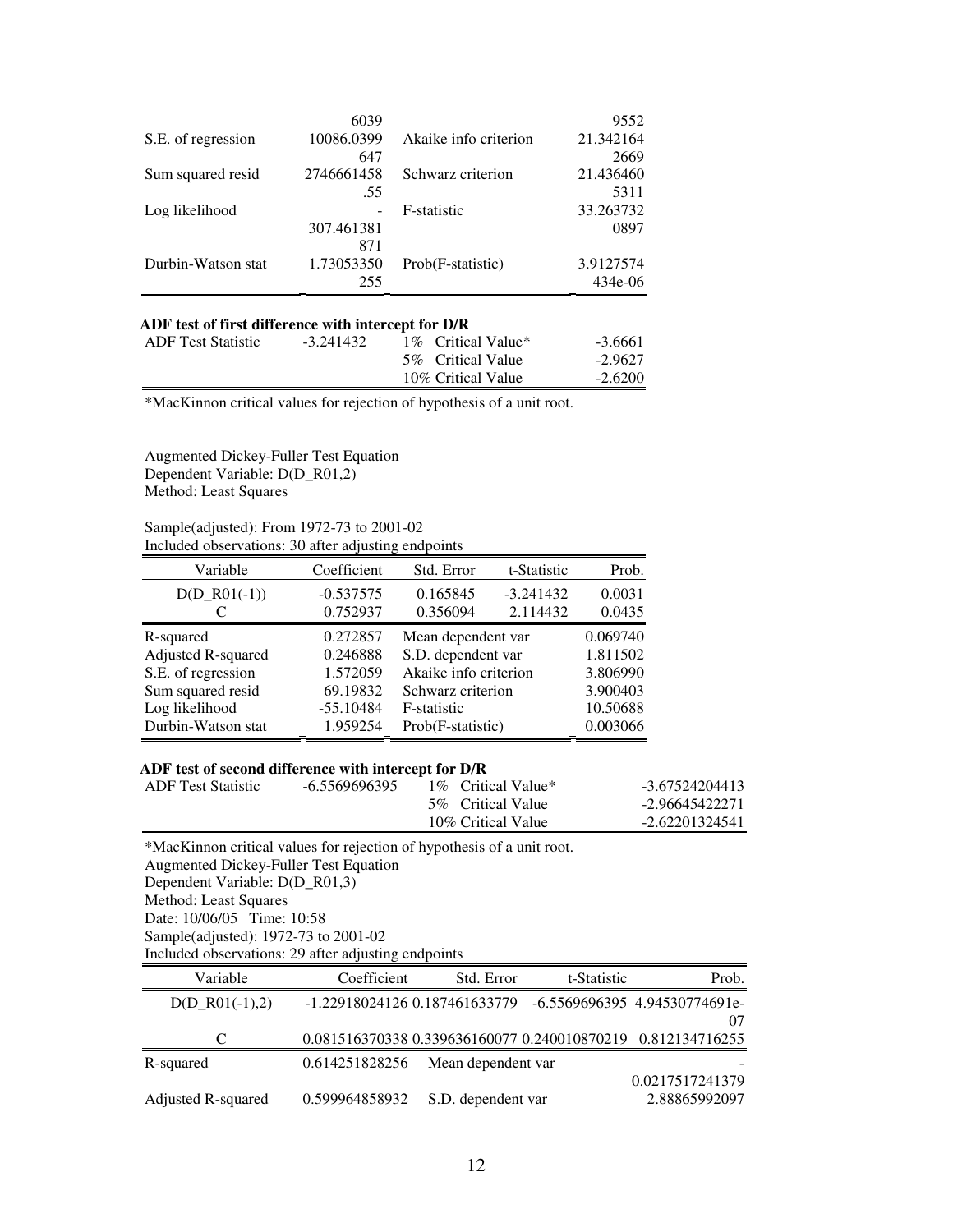| | | | |
|---|---|---|---|
| | 6039 | | 9552 |
| S.E. of regression | 10086.0399647 | Akaike info criterion | 21.3421642669 |
| Sum squared resid | 2746661458.55 | Schwarz criterion | 21.4364605311 |
| Log likelihood | -307.461381871 | F-statistic | 33.2637320897 |
| Durbin-Watson stat | 1.73053350255 | Prob(F-statistic) | 3.9127574434e-06 |

**ADF test of first difference with intercept for D/R**

| | | | |
|---|---|---|---|
| ADF Test Statistic | -3.241432 | 1% Critical Value* | -3.6661 |
| | | 5% Critical Value | -2.9627 |
| | | 10% Critical Value | -2.6200 |

*MacKinnon critical values for rejection of hypothesis of a unit root.

Augmented Dickey-Fuller Test Equation
Dependent Variable: D(D_R01,2)
Method: Least Squares

Sample(adjusted): From 1972-73 to 2001-02
Included observations: 30 after adjusting endpoints

| Variable | Coefficient | Std. Error | t-Statistic | Prob. |
|---|---|---|---|---|
| D(D_R01(-1)) | -0.537575 | 0.165845 | -3.241432 | 0.0031 |
| C | 0.752937 | 0.356094 | 2.114432 | 0.0435 |

| | | | |
|---|---|---|---|
| R-squared | 0.272857 | Mean dependent var | 0.069740 |
| Adjusted R-squared | 0.246888 | S.D. dependent var | 1.811502 |
| S.E. of regression | 1.572059 | Akaike info criterion | 3.806990 |
| Sum squared resid | 69.19832 | Schwarz criterion | 3.900403 |
| Log likelihood | -55.10484 | F-statistic | 10.50688 |
| Durbin-Watson stat | 1.959254 | Prob(F-statistic) | 0.003066 |

**ADF test of second difference with intercept for D/R**

| | | | |
|---|---|---|---|
| ADF Test Statistic | -6.5569696395 | 1% Critical Value* | -3.67524204413 |
| | | 5% Critical Value | -2.96645422271 |
| | | 10% Critical Value | -2.62201324541 |

*MacKinnon critical values for rejection of hypothesis of a unit root.
Augmented Dickey-Fuller Test Equation
Dependent Variable: D(D_R01,3)
Method: Least Squares
Date: 10/06/05 Time: 10:58
Sample(adjusted): 1972-73 to 2001-02
Included observations: 29 after adjusting endpoints

| Variable | Coefficient | Std. Error | t-Statistic | Prob. |
|---|---|---|---|---|
| D(D_R01(-1),2) | -1.22918024126 | 0.187461633779 | -6.5569696395 | 4.94530774691e-07 |
| C | 0.081516370338 | 0.339636160077 | 0.240010870219 | 0.812134716255 |

| | | | |
|---|---|---|---|
| R-squared | 0.614251828256 | Mean dependent var | -0.0217517241379 |
| Adjusted R-squared | 0.599964858932 | S.D. dependent var | 2.88865992097 |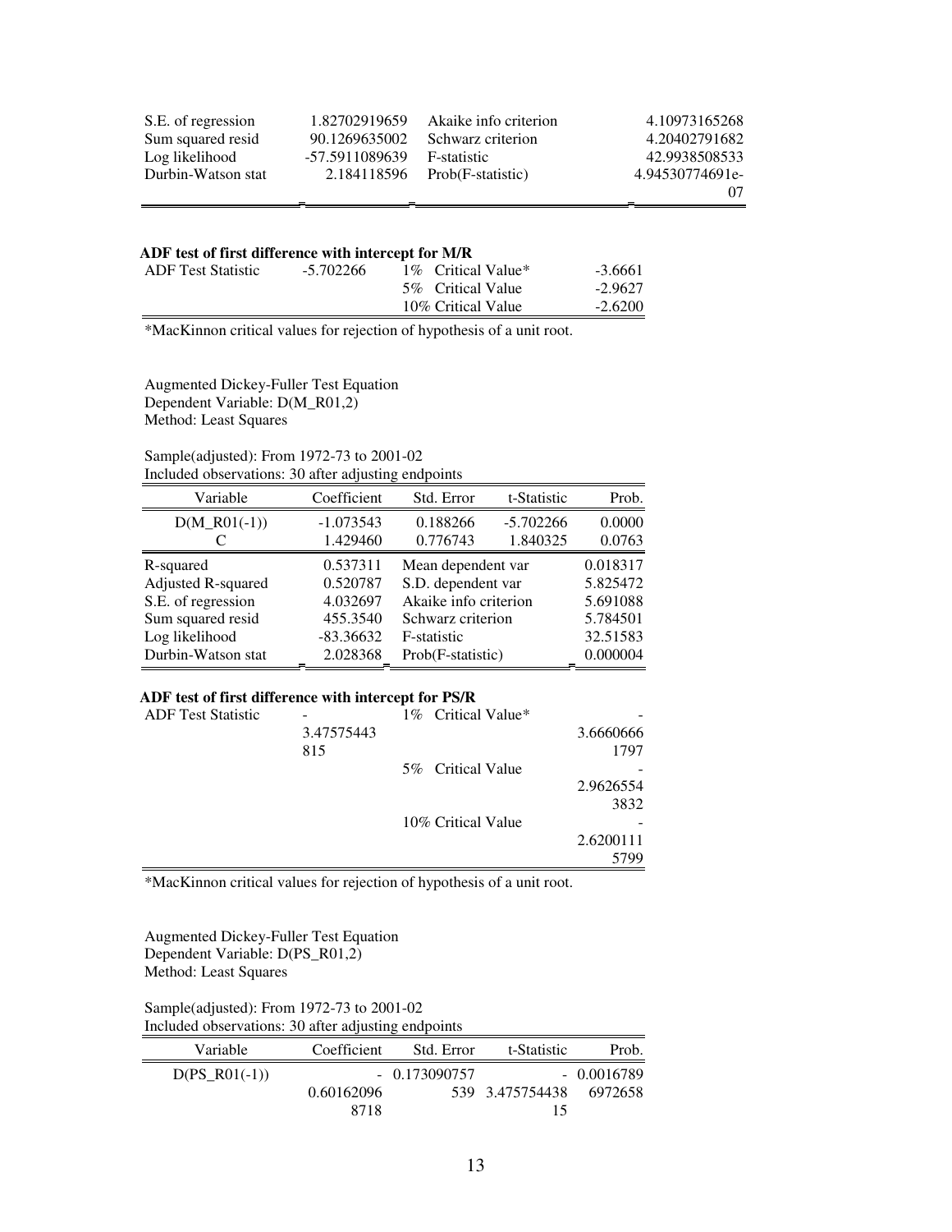| | | | |
|---|---|---|---|
| S.E. of regression | 1.82702919659 | Akaike info criterion | 4.10973165268 |
| Sum squared resid | 90.1269635002 | Schwarz criterion | 4.20402791682 |
| Log likelihood | -57.5911089639 | F-statistic | 42.9938508533 |
| Durbin-Watson stat | 2.184118596 | Prob(F-statistic) | 4.94530774691e-07 |

**ADF test of first difference with intercept for M/R**

| | | | |
|---|---|---|---|
| ADF Test Statistic | -5.702266 | 1% Critical Value* | -3.6661 |
| | | 5% Critical Value | -2.9627 |
| | | 10% Critical Value | -2.6200 |

*MacKinnon critical values for rejection of hypothesis of a unit root.

Augmented Dickey-Fuller Test Equation
Dependent Variable: D(M_R01,2)
Method: Least Squares

Sample(adjusted): From 1972-73 to 2001-02
Included observations: 30 after adjusting endpoints

| Variable | Coefficient | Std. Error | t-Statistic | Prob. |
|---|---|---|---|---|
| D(M_R01(-1)) | -1.073543 | 0.188266 | -5.702266 | 0.0000 |
| C | 1.429460 | 0.776743 | 1.840325 | 0.0763 |

| | | | |
|---|---|---|---|
| R-squared | 0.537311 | Mean dependent var | 0.018317 |
| Adjusted R-squared | 0.520787 | S.D. dependent var | 5.825472 |
| S.E. of regression | 4.032697 | Akaike info criterion | 5.691088 |
| Sum squared resid | 455.3540 | Schwarz criterion | 5.784501 |
| Log likelihood | -83.36632 | F-statistic | 32.51583 |
| Durbin-Watson stat | 2.028368 | Prob(F-statistic) | 0.000004 |

**ADF test of first difference with intercept for PS/R**

| | | | |
|---|---|---|---|
| ADF Test Statistic | -3.47575443815 | 1% Critical Value* | -3.66606661797 |
| | | 5% Critical Value | -2.96265543832 |
| | | 10% Critical Value | -2.62001115799 |

*MacKinnon critical values for rejection of hypothesis of a unit root.

Augmented Dickey-Fuller Test Equation
Dependent Variable: D(PS_R01,2)
Method: Least Squares

Sample(adjusted): From 1972-73 to 2001-02
Included observations: 30 after adjusting endpoints

| Variable | Coefficient | Std. Error | t-Statistic | Prob. |
|---|---|---|---|---|
| D(PS_R01(-1)) | -0.601620968718 | 0.173090757539 | -3.47575443815 | 0.00167896972658 |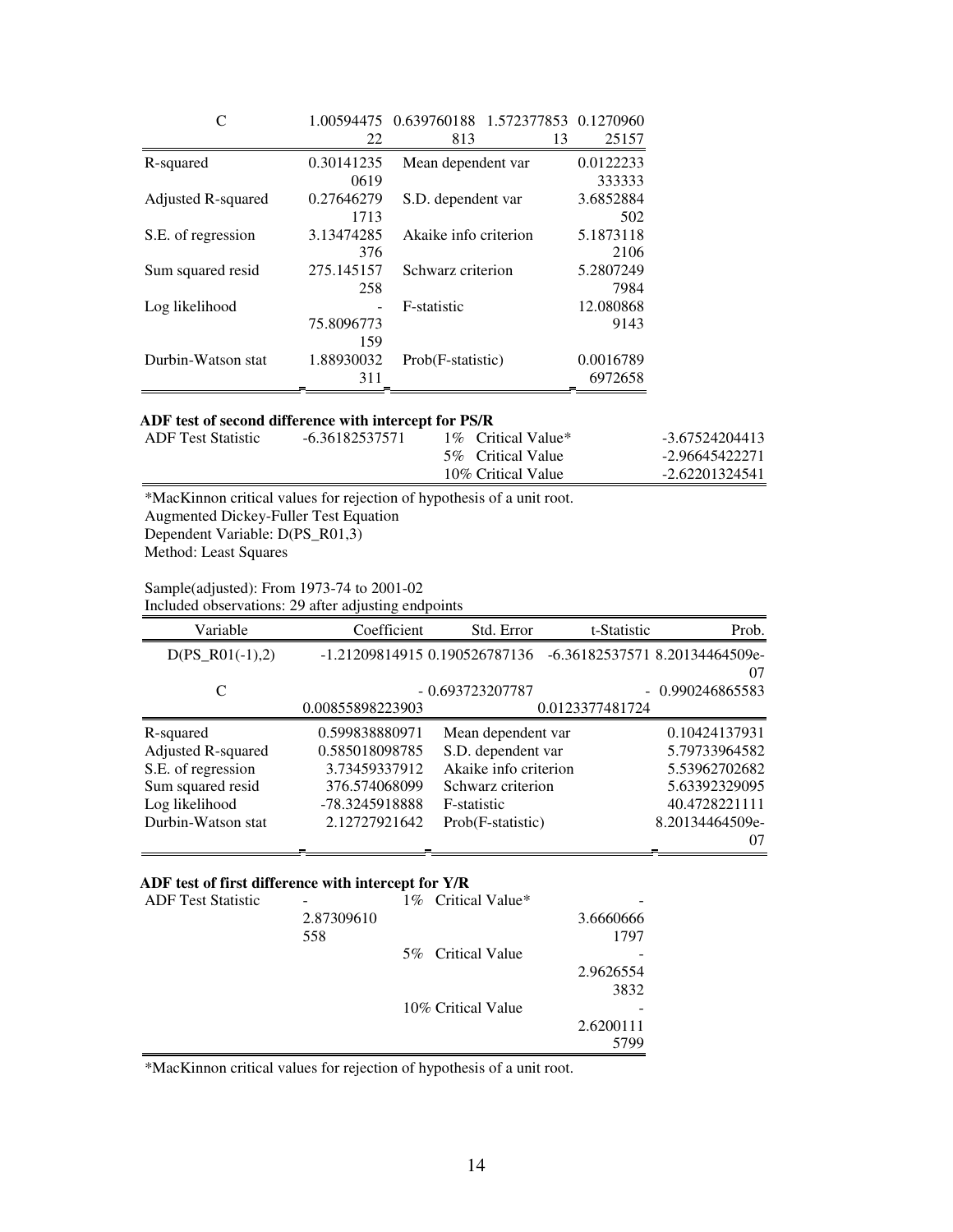| C | 1.0059447522 | 0.639760188813 | 1.57237785313 | 0.127096025157 |
|---|---|---|---|---|
| R-squared | 0.301412350619 | Mean dependent var | | 0.0122233333333 |
| Adjusted R-squared | 0.276462791713 | S.D. dependent var | | 3.6852884502 |
| S.E. of regression | 3.13474285376 | Akaike info criterion | | 5.18731182106 |
| Sum squared resid | 275.145157258 | Schwarz criterion | | 5.28072497984 |
| Log likelihood | -75.8096773159 | F-statistic | | 12.0808689143 |
| Durbin-Watson stat | 1.88930032311 | Prob(F-statistic) | | 0.00167896972658 |

**ADF test of second difference with intercept for PS/R**

| ADF Test Statistic | -6.36182537571 | 1% Critical Value* | -3.67524204413 |
|---|---|---|---|
| | | 5% Critical Value | -2.96645422271 |
| | | 10% Critical Value | -2.62201324541 |

*MacKinnon critical values for rejection of hypothesis of a unit root.
Augmented Dickey-Fuller Test Equation
Dependent Variable: D(PS_R01,3)
Method: Least Squares

Sample(adjusted): From 1973-74 to 2001-02
Included observations: 29 after adjusting endpoints

| Variable | Coefficient | Std. Error | t-Statistic | Prob. |
|---|---|---|---|---|
| D(PS_R01(-1),2) | -1.21209814915 | 0.190526787136 | -6.36182537571 | 8.20134464509e-07 |
| C | -0.00855898223903 | 0.693723207787 | -0.0123377481724 | 0.990246865583 |

| | | | |
|---|---|---|---|
| R-squared | 0.599838880971 | Mean dependent var | 0.10424137931 |
| Adjusted R-squared | 0.585018098785 | S.D. dependent var | 5.79733964582 |
| S.E. of regression | 3.73459337912 | Akaike info criterion | 5.53962702682 |
| Sum squared resid | 376.574068099 | Schwarz criterion | 5.63392329095 |
| Log likelihood | -78.3245918888 | F-statistic | 40.4728221111 |
| Durbin-Watson stat | 2.12727921642 | Prob(F-statistic) | 8.20134464509e-07 |

**ADF test of first difference with intercept for Y/R**

| ADF Test Statistic | -2.87309610558 | 1% Critical Value* | -3.66606661797 |
|---|---|---|---|
| | | 5% Critical Value | -2.96265543832 |
| | | 10% Critical Value | -2.62001115799 |

*MacKinnon critical values for rejection of hypothesis of a unit root.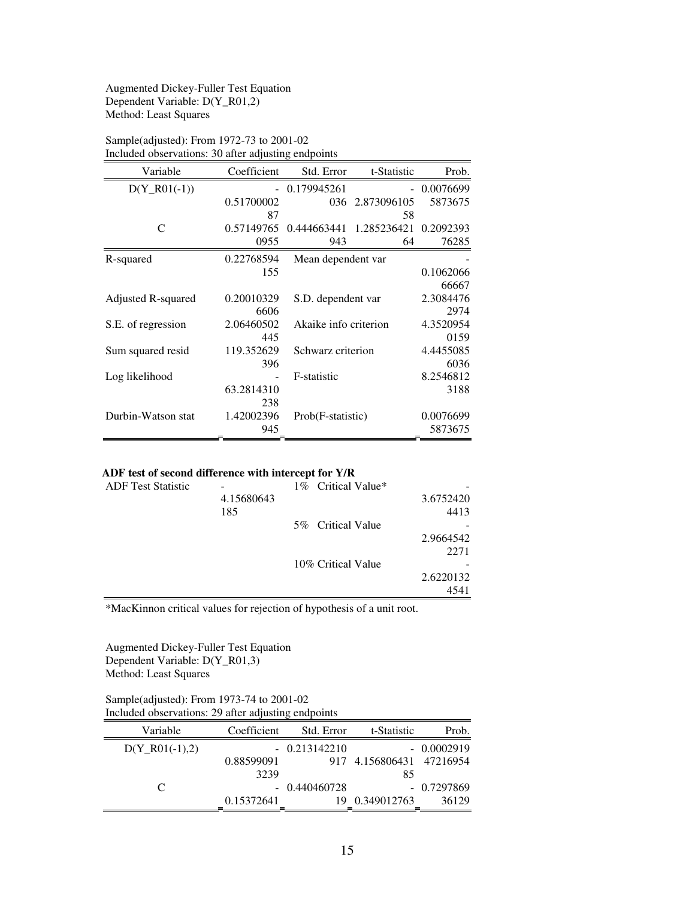Augmented Dickey-Fuller Test Equation
Dependent Variable: D(Y_R01,2)
Method: Least Squares

Sample(adjusted): From 1972-73 to 2001-02
Included observations: 30 after adjusting endpoints

| Variable | Coefficient | Std. Error | t-Statistic | Prob. |
|---|---|---|---|---|
| D(Y_R01(-1)) | -0.5170000287 | 0.179945261036 | -2.87309610558 | 0.00766995873675 |
| C | 0.571497650955 | 0.444663441943 | 1.28523642164 | 0.209239376285 |

| | | | |
|---|---|---|---|
| R-squared | 0.22768594155 | Mean dependent var | -0.106206666667 |
| Adjusted R-squared | 0.200103296606 | S.D. dependent var | 2.30844762974 |
| S.E. of regression | 2.06460502445 | Akaike info criterion | 4.35209540159 |
| Sum squared resid | 119.352629396 | Schwarz criterion | 4.44550856036 |
| Log likelihood | -63.2814310238 | F-statistic | 8.25468123188 |
| Durbin-Watson stat | 1.42002396945 | Prob(F-statistic) | 0.00766995873675 |

**ADF test of second difference with intercept for Y/R**

| | | | |
|---|---|---|---|
| ADF Test Statistic | -4.15680643185 | 1% Critical Value* | -3.67524204413 |
| | | 5% Critical Value | -2.96645422271 |
| | | 10% Critical Value | -2.62201324541 |

*MacKinnon critical values for rejection of hypothesis of a unit root.

Augmented Dickey-Fuller Test Equation
Dependent Variable: D(Y_R01,3)
Method: Least Squares

Sample(adjusted): From 1973-74 to 2001-02
Included observations: 29 after adjusting endpoints

| Variable | Coefficient | Std. Error | t-Statistic | Prob. |
|---|---|---|---|---|
| D(Y_R01(-1),2) | -0.885990913239 | 0.213142210917 | -4.15680643185 | 0.000291947216954 |
| C | -0.15372641 | 0.44046072819 | -0.349012763 | 0.729786936129 |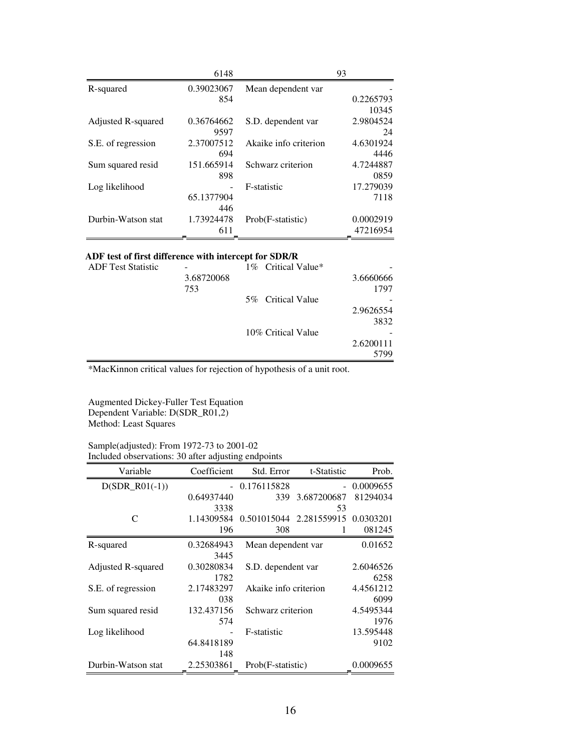| | 6148 | | 93 |
|---|---|---|---|
| R-squared | 0.39023067854 | Mean dependent var | -0.226579310345 |
| Adjusted R-squared | 0.367646629597 | S.D. dependent var | 2.980452424 |
| S.E. of regression | 2.37007512694 | Akaike info criterion | 4.63019244446 |
| Sum squared resid | 151.665914898 | Schwarz criterion | 4.72448870859 |
| Log likelihood | -65.1377904446 | F-statistic | 17.2790397118 |
| Durbin-Watson stat | 1.73924478611 | Prob(F-statistic) | 0.000291947216954 |

**ADF test of first difference with intercept for SDR/R**

| ADF Test Statistic | -3.68720068753 | 1% Critical Value* | -3.66606661797 |
|---|---|---|---|
| | | 5% Critical Value | -2.96265543832 |
| | | 10% Critical Value | -2.62001115799 |

*MacKinnon critical values for rejection of hypothesis of a unit root.

Augmented Dickey-Fuller Test Equation
Dependent Variable: D(SDR_R01,2)
Method: Least Squares

Sample(adjusted): From 1972-73 to 2001-02
Included observations: 30 after adjusting endpoints

| Variable | Coefficient | Std. Error | t-Statistic | Prob. |
|---|---|---|---|---|
| D(SDR_R01(-1)) | -0.649374403338 | 0.176115828339 | -3.68720068753 | 0.000965581294034 |
| C | 1.14309584196 | 0.501015044308 | 2.2815599151 | 0.0303201081245 |

| | | | |
|---|---|---|---|
| R-squared | 0.326849433445 | Mean dependent var | 0.01652 |
| Adjusted R-squared | 0.302808341782 | S.D. dependent var | 2.60465266258 |
| S.E. of regression | 2.17483297038 | Akaike info criterion | 4.45612126099 |
| Sum squared resid | 132.437156574 | Schwarz criterion | 4.54953441976 |
| Log likelihood | -64.8418189148 | F-statistic | 13.5954489102 |
| Durbin-Watson stat | 2.25303861 | Prob(F-statistic) | 0.0009655 |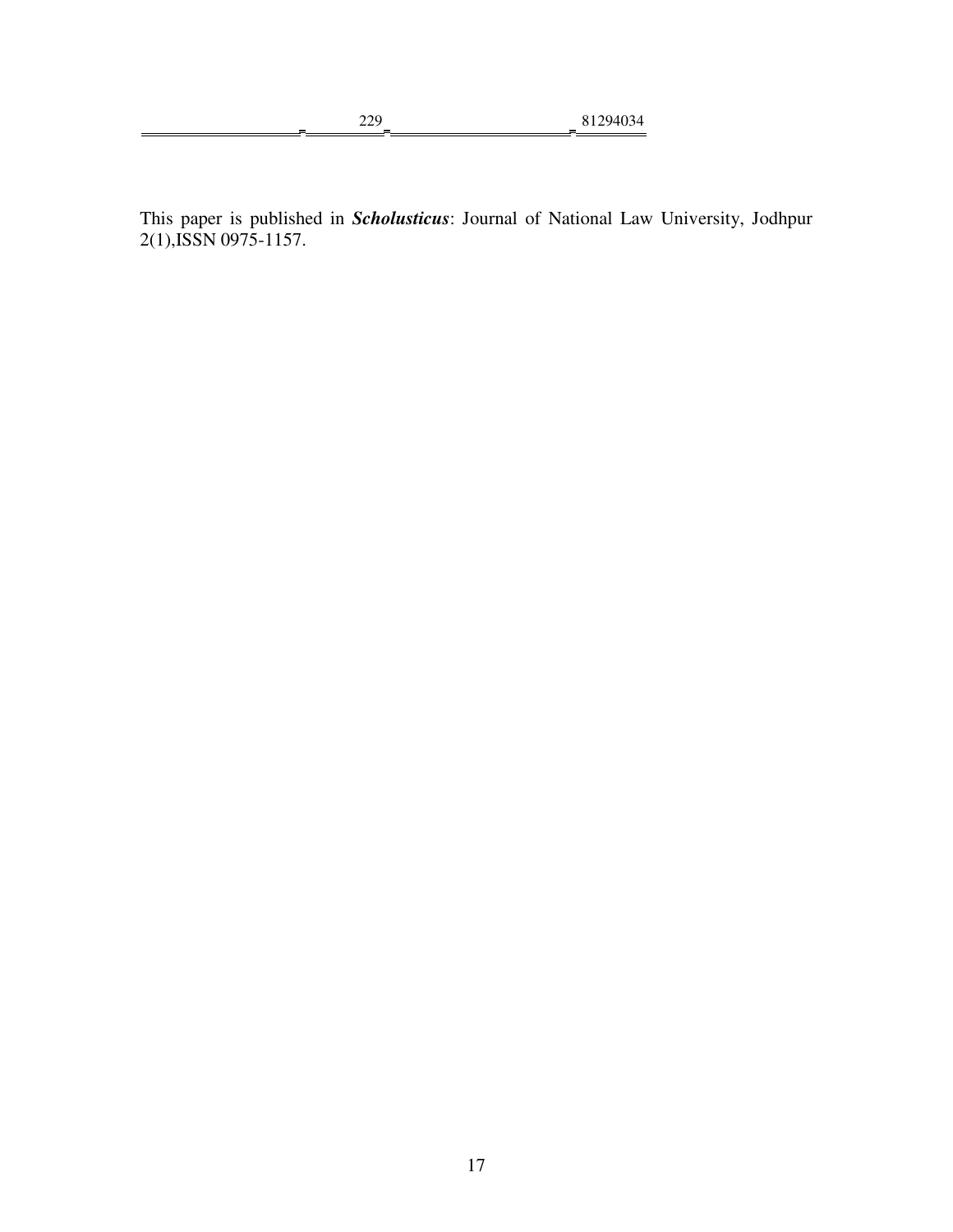| | | | |
|---|---|---|---|
| | 229 | | 81294034 |

This paper is published in ***Scholusticus***: Journal of National Law University, Jodhpur 2(1),ISSN 0975-1157.